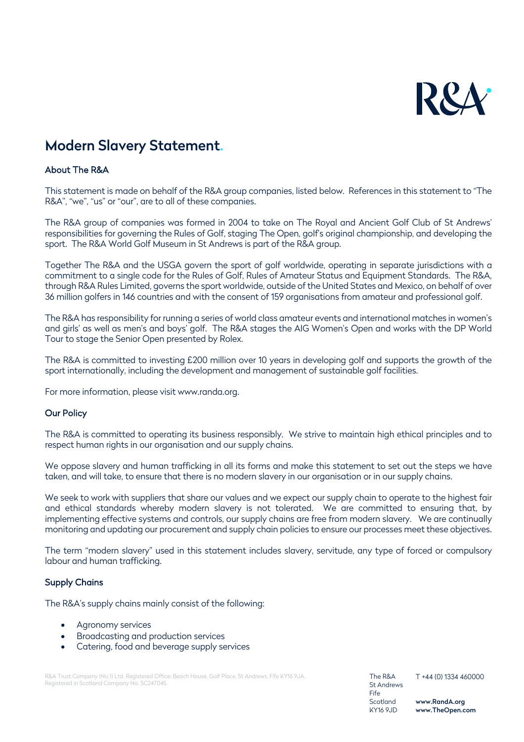# Modern Slavery Statement.

## About The R&A

This statement is made on behalf of the R&A group companies, listed below. References in this statement to "The R&A", "we", "us" or "our", are to all of these companies.

The R&A group of companies was formed in 2004 to take on The Royal and Ancient Golf Club of St Andrews' responsibilities for governing the Rules of Golf, staging The Open, golf's original championship, and developing the sport. The R&A World Golf Museum in St Andrews is part of the R&A group.

Together The R&A and the USGA govern the sport of golf worldwide, operating in separate jurisdictions with a commitment to a single code for the Rules of Golf, Rules of Amateur Status and Equipment Standards. The R&A, through R&A Rules Limited, governs the sport worldwide, outside of the United States and Mexico, on behalf of over 36 million golfers in 146 countries and with the consent of 159 organisations from amateur and professional golf.

The R&A has responsibility for running a series of world class amateur events and international matches in women's and girls' as well as men's and boys' golf. The R&A stages the AIG Women's Open and works with the DP World Tour to stage the Senior Open presented by Rolex.

The R&A is committed to investing £200 million over 10 years in developing golf and supports the growth of the sport internationally, including the development and management of sustainable golf facilities.

For more information, please visit www.randa.org.

## Our Policy

The R&A is committed to operating its business responsibly. We strive to maintain high ethical principles and to respect human rights in our organisation and our supply chains.

We oppose slavery and human trafficking in all its forms and make this statement to set out the steps we have taken, and will take, to ensure that there is no modern slavery in our organisation or in our supply chains.

We seek to work with suppliers that share our values and we expect our supply chain to operate to the highest fair and ethical standards whereby modern slavery is not tolerated. We are committed to ensuring that, by implementing effective systems and controls, our supply chains are free from modern slavery. We are continually monitoring and updating our procurement and supply chain policies to ensure our processes meet these objectives.

The term "modern slavery" used in this statement includes slavery, servitude, any type of forced or compulsory labour and human trafficking.

## Supply Chains

The R&A's supply chains mainly consist of the following:

- Agronomy services
- Broadcasting and production services
- Catering, food and beverage supply services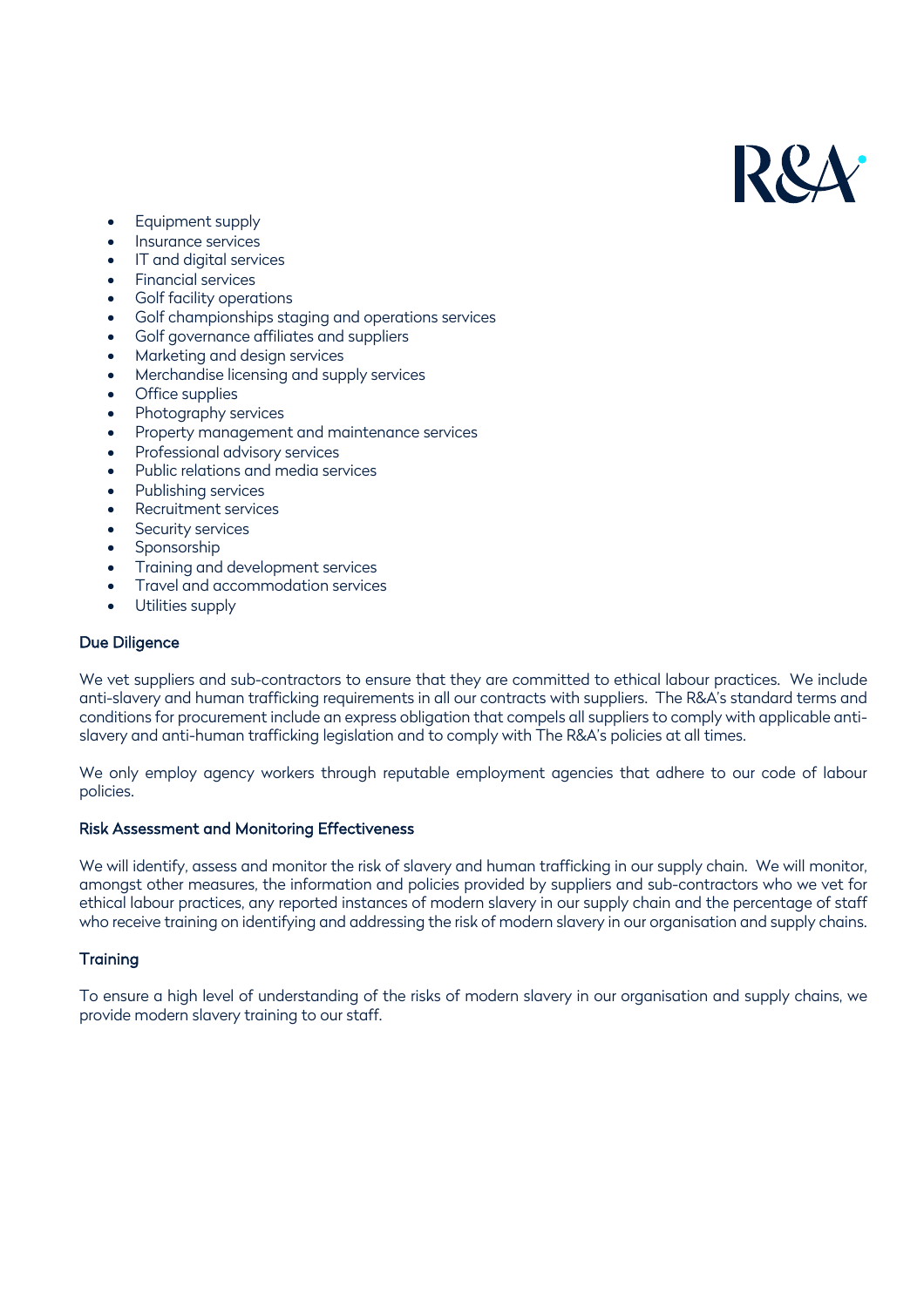- Equipment supply
- Insurance services
- IT and digital services
- Financial services
- Golf facility operations
- Golf championships staging and operations services
- Golf governance affiliates and suppliers
- Marketing and design services
- Merchandise licensing and supply services
- Office supplies
- Photography services
- Property management and maintenance services
- Professional advisory services
- Public relations and media services
- Publishing services
- Recruitment services
- Security services
- Sponsorship
- Training and development services
- Travel and accommodation services
- Utilities supply

## Due Diligence

We vet suppliers and sub-contractors to ensure that they are committed to ethical labour practices. We include anti-slavery and human trafficking requirements in all our contracts with suppliers. The R&A's standard terms and conditions for procurement include an express obligation that compels all suppliers to comply with applicable anti-slavery and anti-human trafficking legislation and to comply with The R&A's policies at all times.

We only employ agency workers through reputable employment agencies that adhere to our code of labour policies.

## Risk Assessment and Monitoring Effectiveness

We will identify, assess and monitor the risk of slavery and human trafficking in our supply chain. We will monitor, amongst other measures, the information and policies provided by suppliers and sub-contractors who we vet for ethical labour practices, any reported instances of modern slavery in our supply chain and the percentage of staff who receive training on identifying and addressing the risk of modern slavery in our organisation and supply chains.

## Training

To ensure a high level of understanding of the risks of modern slavery in our organisation and supply chains, we provide modern slavery training to our staff.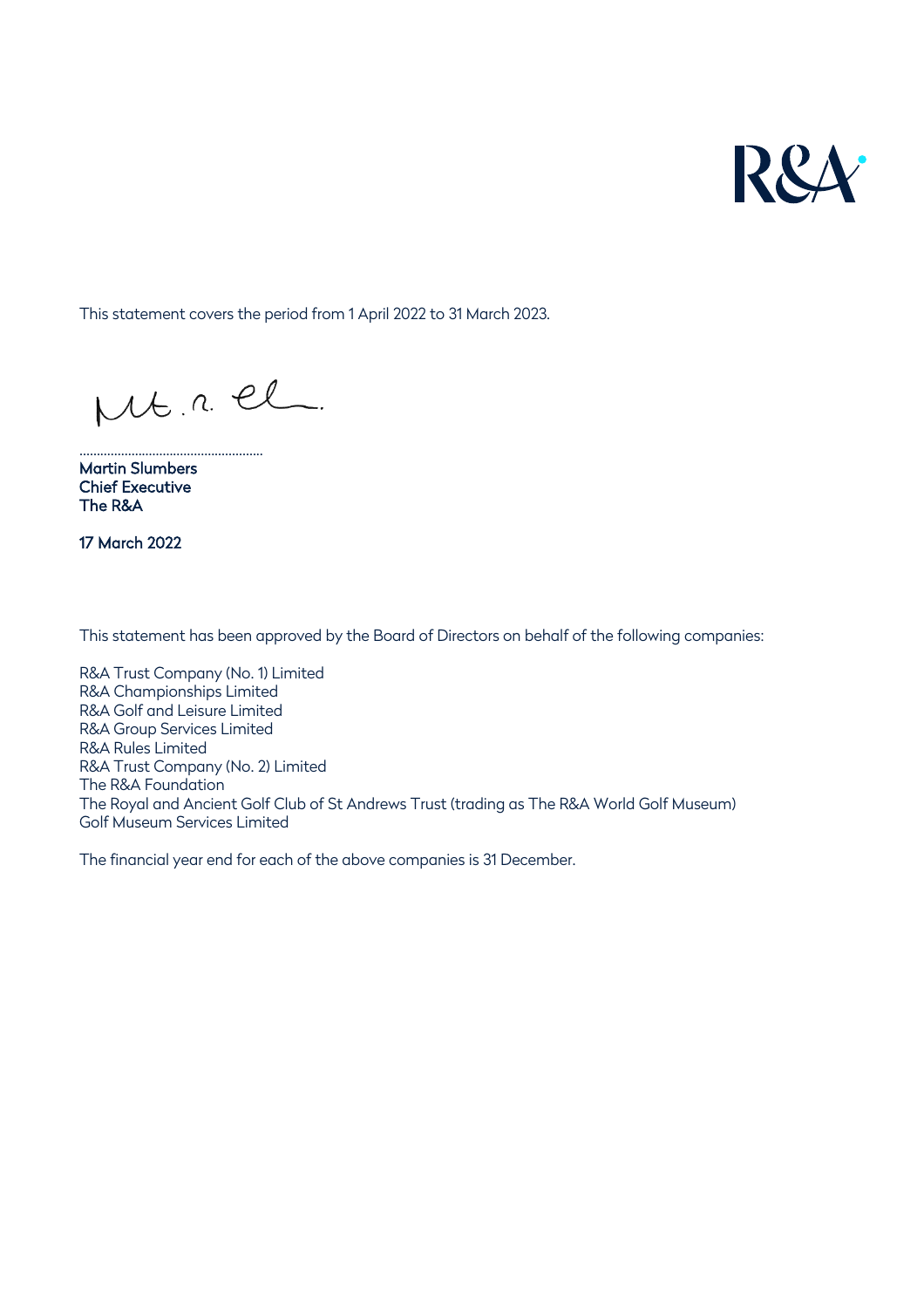This statement covers the period from 1 April 2022 to 31 March 2023.

....................................................

**Martin Slumbers**
**Chief Executive**
**The R&A**

**17 March 2022**

This statement has been approved by the Board of Directors on behalf of the following companies:

R&A Trust Company (No. 1) Limited
R&A Championships Limited
R&A Golf and Leisure Limited
R&A Group Services Limited
R&A Rules Limited
R&A Trust Company (No. 2) Limited
The R&A Foundation
The Royal and Ancient Golf Club of St Andrews Trust (trading as The R&A World Golf Museum)
Golf Museum Services Limited

The financial year end for each of the above companies is 31 December.